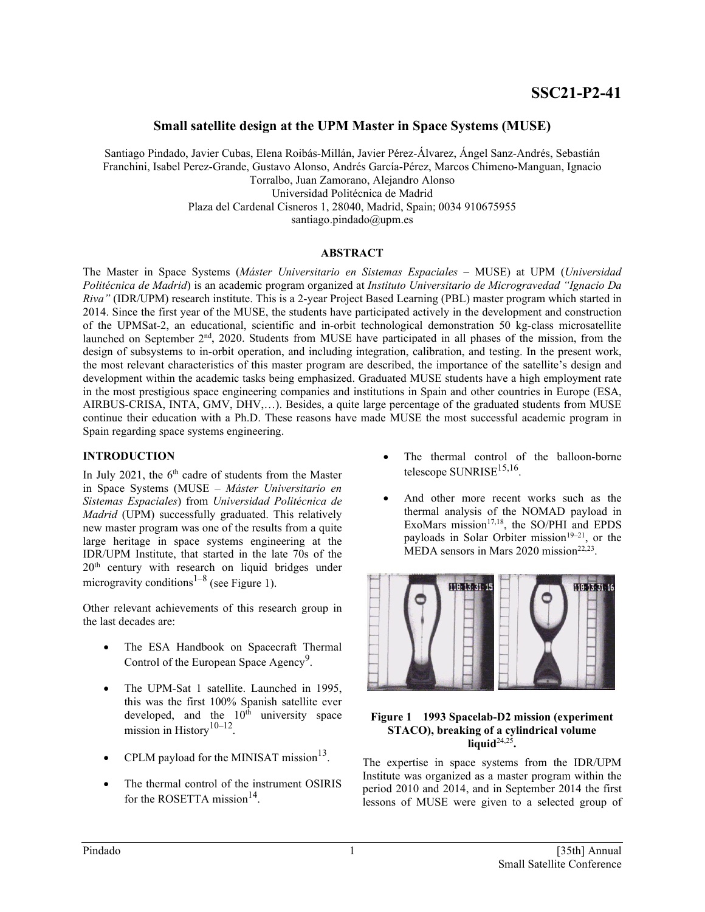SSC21-P2-41

# Small satellite design at the UPM Master in Space Systems (MUSE)

Santiago Pindado, Javier Cubas, Elena Roibás-Millán, Javier Pérez-Álvarez, Ángel Sanz-Andrés, Sebastián Franchini, Isabel Perez-Grande, Gustavo Alonso, Andrés García-Pérez, Marcos Chimeno-Manguan, Ignacio Torralbo, Juan Zamorano, Alejandro Alonso
Universidad Politécnica de Madrid
Plaza del Cardenal Cisneros 1, 28040, Madrid, Spain; 0034 910675955
santiago.pindado@upm.es

## ABSTRACT

The Master in Space Systems (*Máster Universitario en Sistemas Espaciales* – MUSE) at UPM (*Universidad Politécnica de Madrid*) is an academic program organized at *Instituto Universitario de Microgravedad "Ignacio Da Riva"* (IDR/UPM) research institute. This is a 2-year Project Based Learning (PBL) master program which started in 2014. Since the first year of the MUSE, the students have participated actively in the development and construction of the UPMSat-2, an educational, scientific and in-orbit technological demonstration 50 kg-class microsatellite launched on September 2nd, 2020. Students from MUSE have participated in all phases of the mission, from the design of subsystems to in-orbit operation, and including integration, calibration, and testing. In the present work, the most relevant characteristics of this master program are described, the importance of the satellite's design and development within the academic tasks being emphasized. Graduated MUSE students have a high employment rate in the most prestigious space engineering companies and institutions in Spain and other countries in Europe (ESA, AIRBUS-CRISA, INTA, GMV, DHV,…). Besides, a quite large percentage of the graduated students from MUSE continue their education with a Ph.D. These reasons have made MUSE the most successful academic program in Spain regarding space systems engineering.

## INTRODUCTION

In July 2021, the 6th cadre of students from the Master in Space Systems (MUSE – *Máster Universitario en Sistemas Espaciales*) from *Universidad Politécnica de Madrid* (UPM) successfully graduated. This relatively new master program was one of the results from a quite large heritage in space systems engineering at the IDR/UPM Institute, that started in the late 70s of the 20th century with research on liquid bridges under microgravity conditions[1–8] (see Figure 1).

Other relevant achievements of this research group in the last decades are:

- The ESA Handbook on Spacecraft Thermal Control of the European Space Agency[9].
- The UPM-Sat 1 satellite. Launched in 1995, this was the first 100% Spanish satellite ever developed, and the 10th university space mission in History[10–12].
- CPLM payload for the MINISAT mission[13].
- The thermal control of the instrument OSIRIS for the ROSETTA mission[14].
- The thermal control of the balloon-borne telescope SUNRISE[15,16].
- And other more recent works such as the thermal analysis of the NOMAD payload in ExoMars mission[17,18], the SO/PHI and EPDS payloads in Solar Orbiter mission[19–21], or the MEDA sensors in Mars 2020 mission[22,23].

**Figure 1 1993 Spacelab-D2 mission (experiment STACO), breaking of a cylindrical volume liquid[24,25].**

The expertise in space systems from the IDR/UPM Institute was organized as a master program within the period 2010 and 2014, and in September 2014 the first lessons of MUSE were given to a selected group of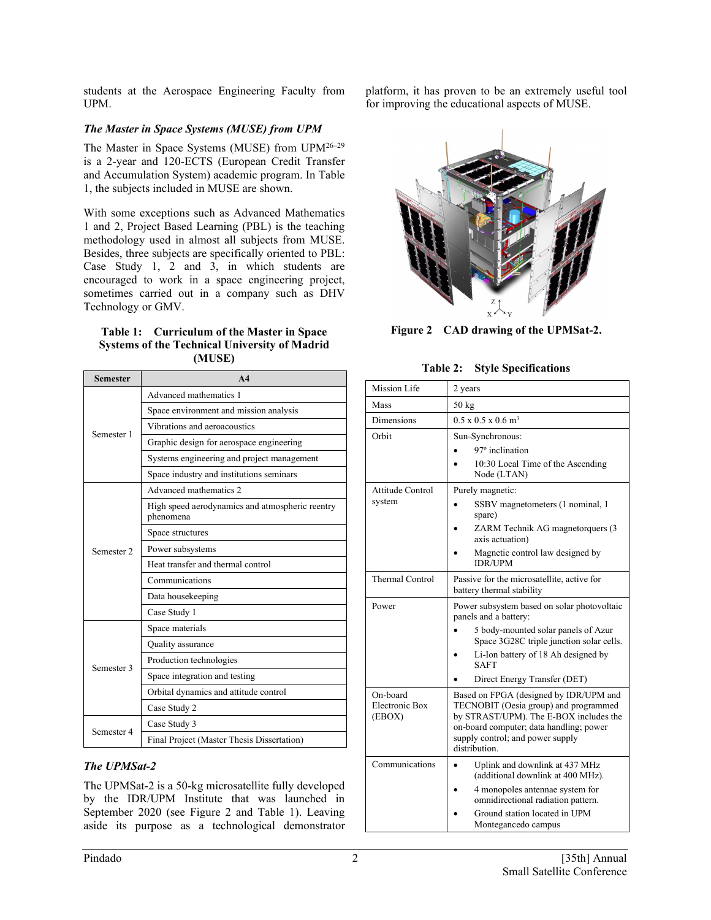students at the Aerospace Engineering Faculty from UPM.

### *The Master in Space Systems (MUSE) from UPM*

The Master in Space Systems (MUSE) from UPM[26–29] is a 2-year and 120-ECTS (European Credit Transfer and Accumulation System) academic program. In Table 1, the subjects included in MUSE are shown.

With some exceptions such as Advanced Mathematics 1 and 2, Project Based Learning (PBL) is the teaching methodology used in almost all subjects from MUSE. Besides, three subjects are specifically oriented to PBL: Case Study 1, 2 and 3, in which students are encouraged to work in a space engineering project, sometimes carried out in a company such as DHV Technology or GMV.

**Table 1: Curriculum of the Master in Space Systems of the Technical University of Madrid (MUSE)**

| Semester | A4 |
|---|---|
| Semester 1 | Advanced mathematics 1 |
| | Space environment and mission analysis |
| | Vibrations and aeroacoustics |
| | Graphic design for aerospace engineering |
| | Systems engineering and project management |
| | Space industry and institutions seminars |
| Semester 2 | Advanced mathematics 2 |
| | High speed aerodynamics and atmospheric reentry phenomena |
| | Space structures |
| | Power subsystems |
| | Heat transfer and thermal control |
| | Communications |
| | Data housekeeping |
| | Case Study 1 |
| Semester 3 | Space materials |
| | Quality assurance |
| | Production technologies |
| | Space integration and testing |
| | Orbital dynamics and attitude control |
| | Case Study 2 |
| Semester 4 | Case Study 3 |
| | Final Project (Master Thesis Dissertation) |

### *The UPMSat-2*

The UPMSat-2 is a 50-kg microsatellite fully developed by the IDR/UPM Institute that was launched in September 2020 (see Figure 2 and Table 1). Leaving aside its purpose as a technological demonstrator platform, it has proven to be an extremely useful tool for improving the educational aspects of MUSE.

**Figure 2 CAD drawing of the UPMSat-2.**

**Table 2: Style Specifications**

| | |
|---|---|
| Mission Life | 2 years |
| Mass | 50 kg |
| Dimensions | 0.5 x 0.5 x 0.6 $m^3$ |
| Orbit | Sun-Synchronous:<br>• 97º inclination<br>• 10:30 Local Time of the Ascending Node (LTAN) |
| Attitude Control system | Purely magnetic:<br>• SSBV magnetometers (1 nominal, 1 spare)<br>• ZARM Technik AG magnetorquers (3 axis actuation)<br>• Magnetic control law designed by IDR/UPM |
| Thermal Control | Passive for the microsatellite, active for battery thermal stability |
| Power | Power subsystem based on solar photovoltaic panels and a battery:<br>• 5 body-mounted solar panels of Azur Space 3G28C triple junction solar cells.<br>• Li-Ion battery of 18 Ah designed by SAFT<br>• Direct Energy Transfer (DET) |
| On-board Electronic Box (EBOX) | Based on FPGA (designed by IDR/UPM and TECNOBIT (Oesia group) and programmed by STRAST/UPM). The E-BOX includes the on-board computer; data handling; power supply control; and power supply distribution. |
| Communications | • Uplink and downlink at 437 MHz (additional downlink at 400 MHz).<br>• 4 monopoles antennae system for omnidirectional radiation pattern.<br>• Ground station located in UPM Montegancedo campus |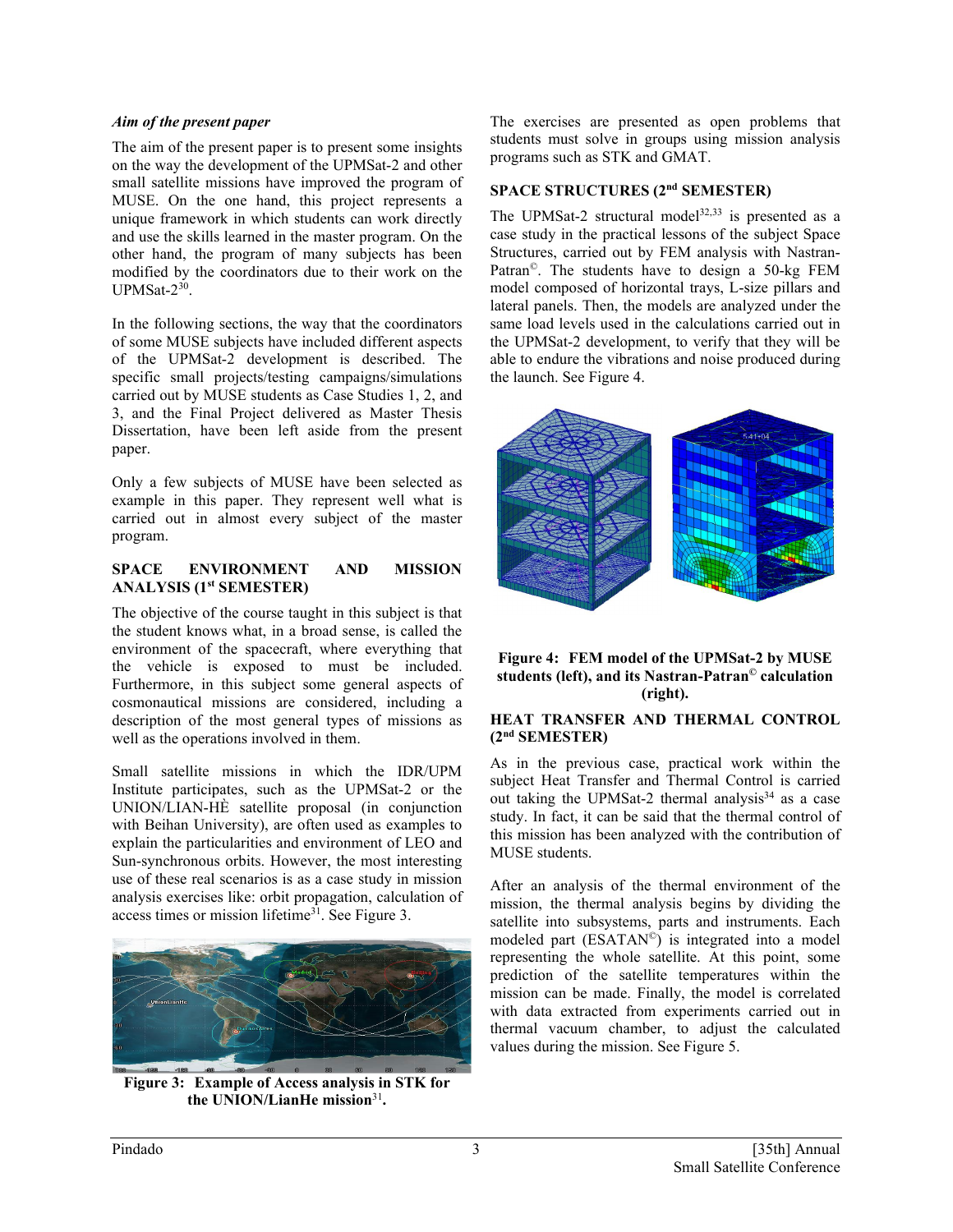*Aim of the present paper*

The aim of the present paper is to present some insights on the way the development of the UPMSat-2 and other small satellite missions have improved the program of MUSE. On the one hand, this project represents a unique framework in which students can work directly and use the skills learned in the master program. On the other hand, the program of many subjects has been modified by the coordinators due to their work on the UPMSat-2[30].

In the following sections, the way that the coordinators of some MUSE subjects have included different aspects of the UPMSat-2 development is described. The specific small projects/testing campaigns/simulations carried out by MUSE students as Case Studies 1, 2, and 3, and the Final Project delivered as Master Thesis Dissertation, have been left aside from the present paper.

Only a few subjects of MUSE have been selected as example in this paper. They represent well what is carried out in almost every subject of the master program.

## SPACE ENVIRONMENT AND MISSION ANALYSIS (1st SEMESTER)

The objective of the course taught in this subject is that the student knows what, in a broad sense, is called the environment of the spacecraft, where everything that the vehicle is exposed to must be included. Furthermore, in this subject some general aspects of cosmonautical missions are considered, including a description of the most general types of missions as well as the operations involved in them.

Small satellite missions in which the IDR/UPM Institute participates, such as the UPMSat-2 or the UNION/LIAN-HÈ satellite proposal (in conjunction with Beihan University), are often used as examples to explain the particularities and environment of LEO and Sun-synchronous orbits. However, the most interesting use of these real scenarios is as a case study in mission analysis exercises like: orbit propagation, calculation of access times or mission lifetime[31]. See Figure 3.

**Figure 3: Example of Access analysis in STK for the UNION/LianHe mission[31].**

The exercises are presented as open problems that students must solve in groups using mission analysis programs such as STK and GMAT.

## SPACE STRUCTURES (2nd SEMESTER)

The UPMSat-2 structural model[32,33] is presented as a case study in the practical lessons of the subject Space Structures, carried out by FEM analysis with Nastran-Patran©. The students have to design a 50-kg FEM model composed of horizontal trays, L-size pillars and lateral panels. Then, the models are analyzed under the same load levels used in the calculations carried out in the UPMSat-2 development, to verify that they will be able to endure the vibrations and noise produced during the launch. See Figure 4.

**Figure 4: FEM model of the UPMSat-2 by MUSE students (left), and its Nastran-Patran© calculation (right).**

## HEAT TRANSFER AND THERMAL CONTROL (2nd SEMESTER)

As in the previous case, practical work within the subject Heat Transfer and Thermal Control is carried out taking the UPMSat-2 thermal analysis[34] as a case study. In fact, it can be said that the thermal control of this mission has been analyzed with the contribution of MUSE students.

After an analysis of the thermal environment of the mission, the thermal analysis begins by dividing the satellite into subsystems, parts and instruments. Each modeled part (ESATAN©) is integrated into a model representing the whole satellite. At this point, some prediction of the satellite temperatures within the mission can be made. Finally, the model is correlated with data extracted from experiments carried out in thermal vacuum chamber, to adjust the calculated values during the mission. See Figure 5.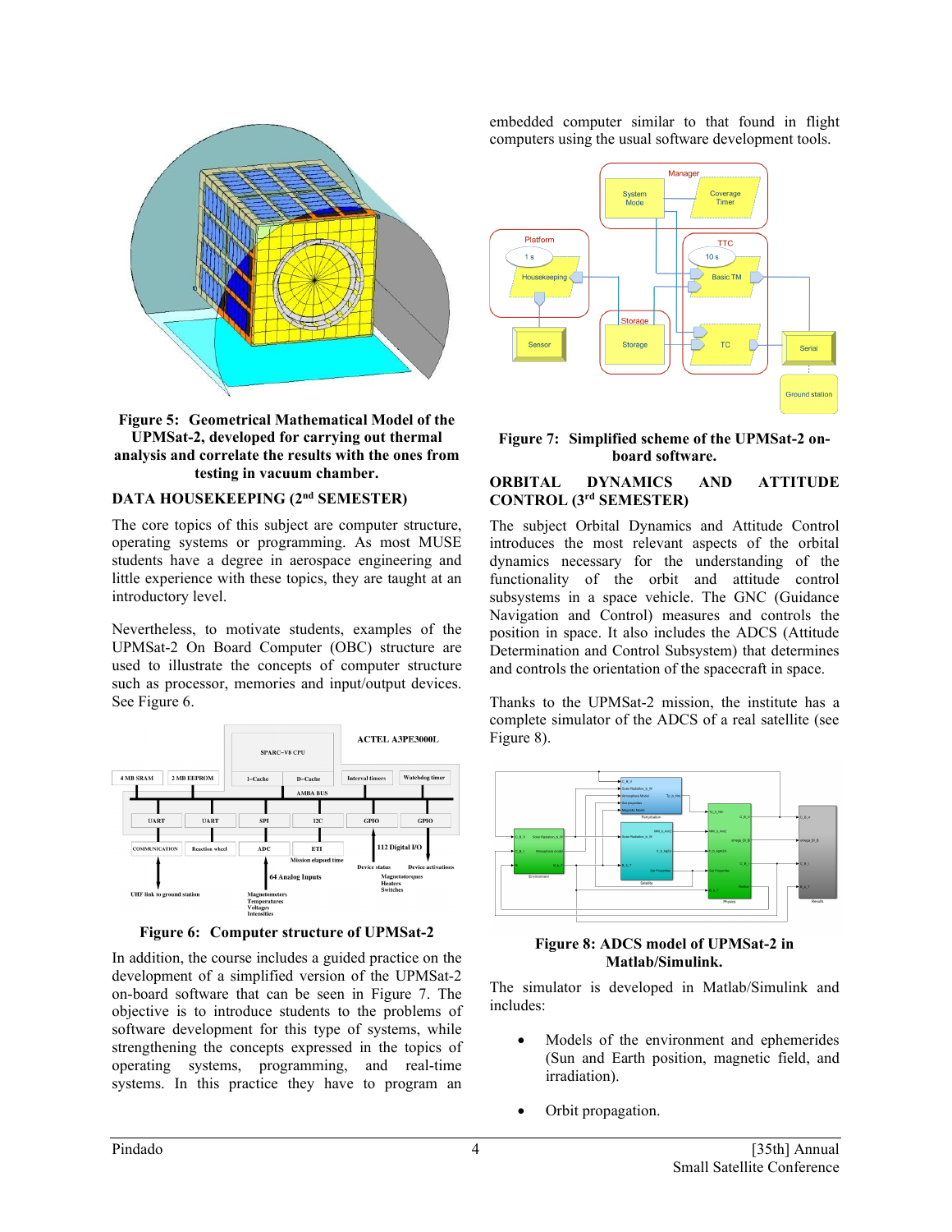**Figure 5: Geometrical Mathematical Model of the UPMSat-2, developed for carrying out thermal analysis and correlate the results with the ones from testing in vacuum chamber.**

## DATA HOUSEKEEPING (2nd SEMESTER)

The core topics of this subject are computer structure, operating systems or programming. As most MUSE students have a degree in aerospace engineering and little experience with these topics, they are taught at an introductory level.

Nevertheless, to motivate students, examples of the UPMSat-2 On Board Computer (OBC) structure are used to illustrate the concepts of computer structure such as processor, memories and input/output devices. See Figure 6.

**Figure 6: Computer structure of UPMSat-2**

In addition, the course includes a guided practice on the development of a simplified version of the UPMSat-2 on-board software that can be seen in Figure 7. The objective is to introduce students to the problems of software development for this type of systems, while strengthening the concepts expressed in the topics of operating systems, programming, and real-time systems. In this practice they have to program an embedded computer similar to that found in flight computers using the usual software development tools.

**Figure 7: Simplified scheme of the UPMSat-2 on-board software.**

## ORBITAL DYNAMICS AND ATTITUDE CONTROL (3rd SEMESTER)

The subject Orbital Dynamics and Attitude Control introduces the most relevant aspects of the orbital dynamics necessary for the understanding of the functionality of the orbit and attitude control subsystems in a space vehicle. The GNC (Guidance Navigation and Control) measures and controls the position in space. It also includes the ADCS (Attitude Determination and Control Subsystem) that determines and controls the orientation of the spacecraft in space.

Thanks to the UPMSat-2 mission, the institute has a complete simulator of the ADCS of a real satellite (see Figure 8).

**Figure 8: ADCS model of UPMSat-2 in Matlab/Simulink.**

The simulator is developed in Matlab/Simulink and includes:

- Models of the environment and ephemerides (Sun and Earth position, magnetic field, and irradiation).
- Orbit propagation.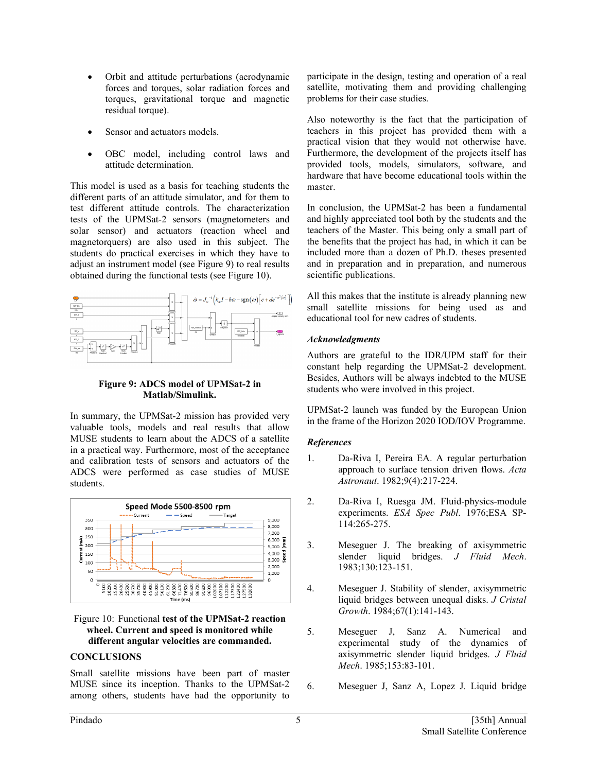- Orbit and attitude perturbations (aerodynamic forces and torques, solar radiation forces and torques, gravitational torque and magnetic residual torque).
- Sensor and actuators models.
- OBC model, including control laws and attitude determination.

This model is used as a basis for teaching students the different parts of an attitude simulator, and for them to test different attitude controls. The characterization tests of the UPMSat-2 sensors (magnetometers and solar sensor) and actuators (reaction wheel and magnetorquers) are also used in this subject. The students do practical exercises in which they have to adjust an instrument model (see Figure 9) to real results obtained during the functional tests (see Figure 10).

$$\dot{\omega} = J_w^{-1}\left(k_w I - b\omega - \text{sgn}(\omega)\left[c + de^{-\omega^2/\omega_s^2}\right]\right)$$

**Figure 9: ADCS model of UPMSat-2 in Matlab/Simulink.**

In summary, the UPMSat-2 mission has provided very valuable tools, models and real results that allow MUSE students to learn about the ADCS of a satellite in a practical way. Furthermore, most of the acceptance and calibration tests of sensors and actuators of the ADCS were performed as case studies of MUSE students.

Figure 10: Functional **test of the UPMSat-2 reaction wheel. Current and speed is monitored while different angular velocities are commanded.**

## CONCLUSIONS

Small satellite missions have been part of master MUSE since its inception. Thanks to the UPMSat-2 among others, students have had the opportunity to participate in the design, testing and operation of a real satellite, motivating them and providing challenging problems for their case studies.

Also noteworthy is the fact that the participation of teachers in this project has provided them with a practical vision that they would not otherwise have. Furthermore, the development of the projects itself has provided tools, models, simulators, software, and hardware that have become educational tools within the master.

In conclusion, the UPMSat-2 has been a fundamental and highly appreciated tool both by the students and the teachers of the Master. This being only a small part of the benefits that the project has had, in which it can be included more than a dozen of Ph.D. theses presented and in preparation and in preparation, and numerous scientific publications.

All this makes that the institute is already planning new small satellite missions for being used as and educational tool for new cadres of students.

### *Acknowledgments*

Authors are grateful to the IDR/UPM staff for their constant help regarding the UPMSat-2 development. Besides, Authors will be always indebted to the MUSE students who were involved in this project.

UPMSat-2 launch was funded by the European Union in the frame of the Horizon 2020 IOD/IOV Programme.

### *References*

1. Da-Riva I, Pereira EA. A regular perturbation approach to surface tension driven flows. *Acta Astronaut*. 1982;9(4):217-224.
2. Da-Riva I, Ruesga JM. Fluid-physics-module experiments. *ESA Spec Publ*. 1976;ESA SP-114:265-275.
3. Meseguer J. The breaking of axisymmetric slender liquid bridges. *J Fluid Mech*. 1983;130:123-151.
4. Meseguer J. Stability of slender, axisymmetric liquid bridges between unequal disks. *J Cristal Growth*. 1984;67(1):141-143.
5. Meseguer J, Sanz A. Numerical and experimental study of the dynamics of axisymmetric slender liquid bridges. *J Fluid Mech*. 1985;153:83-101.
6. Meseguer J, Sanz A, Lopez J. Liquid bridge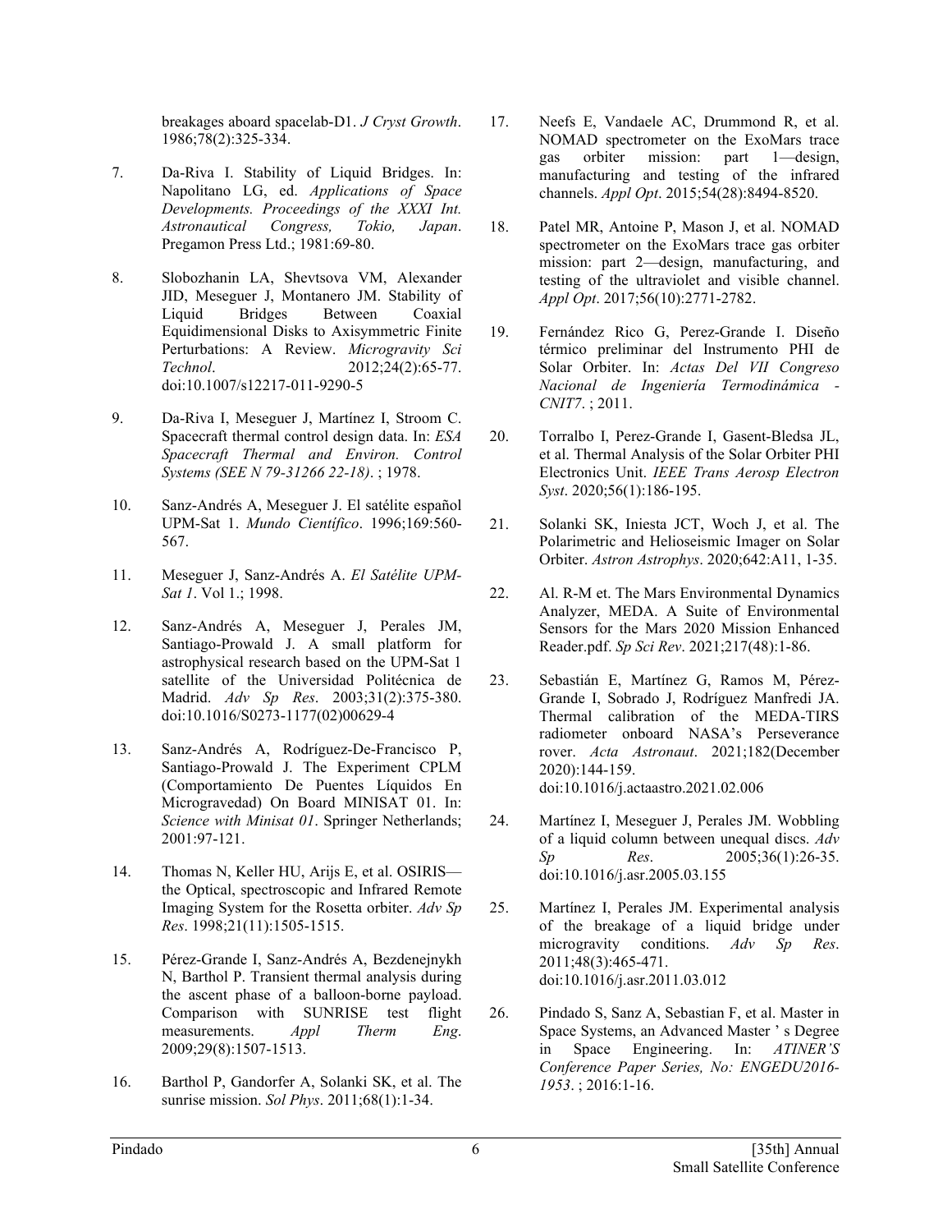breakages aboard spacelab-D1. *J Cryst Growth*. 1986;78(2):325-334.

7. Da-Riva I. Stability of Liquid Bridges. In: Napolitano LG, ed. *Applications of Space Developments. Proceedings of the XXXI Int. Astronautical Congress, Tokio, Japan*. Pregamon Press Ltd.; 1981:69-80.

8. Slobozhanin LA, Shevtsova VM, Alexander JID, Meseguer J, Montanero JM. Stability of Liquid Bridges Between Coaxial Equidimensional Disks to Axisymmetric Finite Perturbations: A Review. *Microgravity Sci Technol*. 2012;24(2):65-77. doi:10.1007/s12217-011-9290-5

9. Da-Riva I, Meseguer J, Martínez I, Stroom C. Spacecraft thermal control design data. In: *ESA Spacecraft Thermal and Environ. Control Systems (SEE N 79-31266 22-18)*. ; 1978.

10. Sanz-Andrés A, Meseguer J. El satélite español UPM-Sat 1. *Mundo Científico*. 1996;169:560-567.

11. Meseguer J, Sanz-Andrés A. *El Satélite UPM-Sat 1*. Vol 1.; 1998.

12. Sanz-Andrés A, Meseguer J, Perales JM, Santiago-Prowald J. A small platform for astrophysical research based on the UPM-Sat 1 satellite of the Universidad Politécnica de Madrid. *Adv Sp Res*. 2003;31(2):375-380. doi:10.1016/S0273-1177(02)00629-4

13. Sanz-Andrés A, Rodríguez-De-Francisco P, Santiago-Prowald J. The Experiment CPLM (Comportamiento De Puentes Líquidos En Microgravedad) On Board MINISAT 01. In: *Science with Minisat 01*. Springer Netherlands; 2001:97-121.

14. Thomas N, Keller HU, Arijs E, et al. OSIRIS—the Optical, spectroscopic and Infrared Remote Imaging System for the Rosetta orbiter. *Adv Sp Res*. 1998;21(11):1505-1515.

15. Pérez-Grande I, Sanz-Andrés A, Bezdenejnykh N, Barthol P. Transient thermal analysis during the ascent phase of a balloon-borne payload. Comparison with SUNRISE test flight measurements. *Appl Therm Eng*. 2009;29(8):1507-1513.

16. Barthol P, Gandorfer A, Solanki SK, et al. The sunrise mission. *Sol Phys*. 2011;68(1):1-34.

17. Neefs E, Vandaele AC, Drummond R, et al. NOMAD spectrometer on the ExoMars trace gas orbiter mission: part 1—design, manufacturing and testing of the infrared channels. *Appl Opt*. 2015;54(28):8494-8520.

18. Patel MR, Antoine P, Mason J, et al. NOMAD spectrometer on the ExoMars trace gas orbiter mission: part 2—design, manufacturing, and testing of the ultraviolet and visible channel. *Appl Opt*. 2017;56(10):2771-2782.

19. Fernández Rico G, Perez-Grande I. Diseño térmico preliminar del Instrumento PHI de Solar Orbiter. In: *Actas Del VII Congreso Nacional de Ingeniería Termodinámica - CNIT7*. ; 2011.

20. Torralbo I, Perez-Grande I, Gasent-Bledsa JL, et al. Thermal Analysis of the Solar Orbiter PHI Electronics Unit. *IEEE Trans Aerosp Electron Syst*. 2020;56(1):186-195.

21. Solanki SK, Iniesta JCT, Woch J, et al. The Polarimetric and Helioseismic Imager on Solar Orbiter. *Astron Astrophys*. 2020;642:A11, 1-35.

22. Al. R-M et. The Mars Environmental Dynamics Analyzer, MEDA. A Suite of Environmental Sensors for the Mars 2020 Mission Enhanced Reader.pdf. *Sp Sci Rev*. 2021;217(48):1-86.

23. Sebastián E, Martínez G, Ramos M, Pérez-Grande I, Sobrado J, Rodríguez Manfredi JA. Thermal calibration of the MEDA-TIRS radiometer onboard NASA's Perseverance rover. *Acta Astronaut*. 2021;182(December 2020):144-159. doi:10.1016/j.actaastro.2021.02.006

24. Martínez I, Meseguer J, Perales JM. Wobbling of a liquid column between unequal discs. *Adv Sp Res*. 2005;36(1):26-35. doi:10.1016/j.asr.2005.03.155

25. Martínez I, Perales JM. Experimental analysis of the breakage of a liquid bridge under microgravity conditions. *Adv Sp Res*. 2011;48(3):465-471. doi:10.1016/j.asr.2011.03.012

26. Pindado S, Sanz A, Sebastian F, et al. Master in Space Systems, an Advanced Master ' s Degree in Space Engineering. In: *ATINER'S Conference Paper Series, No: ENGEDU2016-1953*. ; 2016:1-16.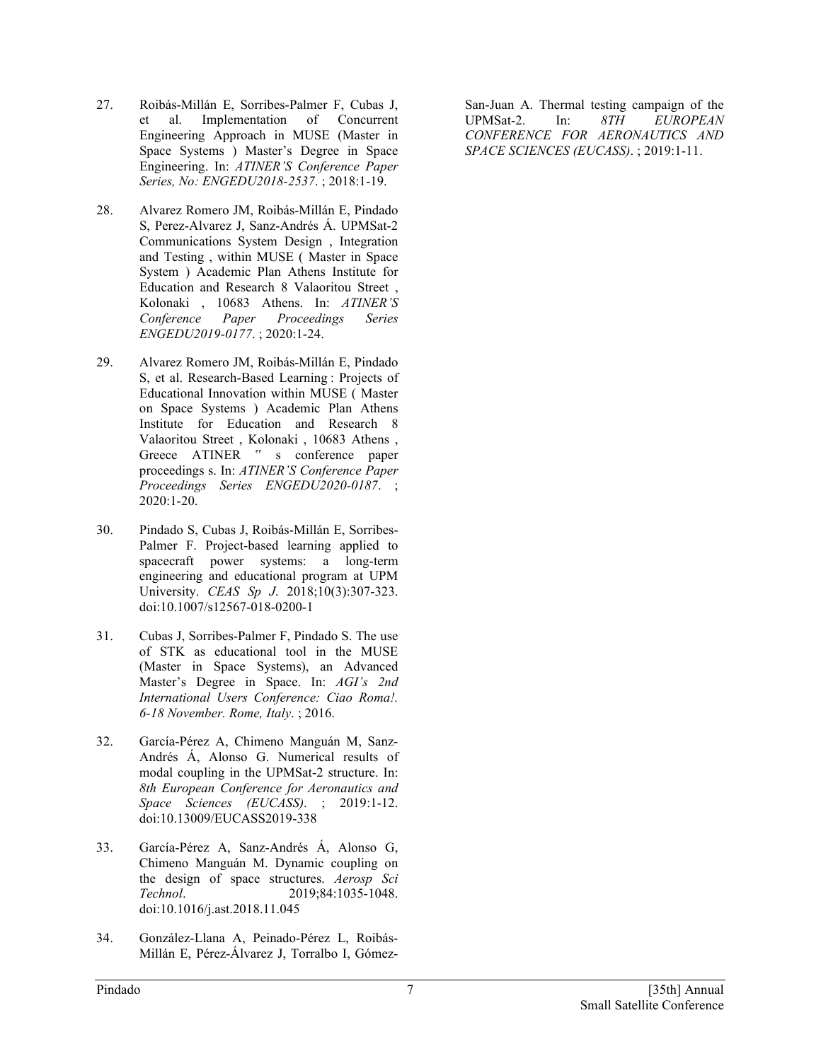27. Roibás-Millán E, Sorribes-Palmer F, Cubas J, et al. Implementation of Concurrent Engineering Approach in MUSE (Master in Space Systems ) Master's Degree in Space Engineering. In: *ATINER'S Conference Paper Series, No: ENGEDU2018-2537*. ; 2018:1-19.

28. Alvarez Romero JM, Roibás-Millán E, Pindado S, Perez-Alvarez J, Sanz-Andrés Á. UPMSat-2 Communications System Design , Integration and Testing , within MUSE ( Master in Space System ) Academic Plan Athens Institute for Education and Research 8 Valaoritou Street , Kolonaki , 10683 Athens. In: *ATINER'S Conference Paper Proceedings Series ENGEDU2019-0177*. ; 2020:1-24.

29. Alvarez Romero JM, Roibás-Millán E, Pindado S, et al. Research-Based Learning : Projects of Educational Innovation within MUSE ( Master on Space Systems ) Academic Plan Athens Institute for Education and Research 8 Valaoritou Street , Kolonaki , 10683 Athens , Greece ATINER " s conference paper proceedings s. In: *ATINER'S Conference Paper Proceedings Series ENGEDU2020-0187*. ; 2020:1-20.

30. Pindado S, Cubas J, Roibás-Millán E, Sorribes-Palmer F. Project-based learning applied to spacecraft power systems: a long-term engineering and educational program at UPM University. *CEAS Sp J*. 2018;10(3):307-323. doi:10.1007/s12567-018-0200-1

31. Cubas J, Sorribes-Palmer F, Pindado S. The use of STK as educational tool in the MUSE (Master in Space Systems), an Advanced Master's Degree in Space. In: *AGI's 2nd International Users Conference: Ciao Roma!. 6-18 November. Rome, Italy*. ; 2016.

32. García-Pérez A, Chimeno Manguán M, Sanz-Andrés Á, Alonso G. Numerical results of modal coupling in the UPMSat-2 structure. In: *8th European Conference for Aeronautics and Space Sciences (EUCASS)*. ; 2019:1-12. doi:10.13009/EUCASS2019-338

33. García-Pérez A, Sanz-Andrés Á, Alonso G, Chimeno Manguán M. Dynamic coupling on the design of space structures. *Aerosp Sci Technol*. 2019;84:1035-1048. doi:10.1016/j.ast.2018.11.045

34. González-Llana A, Peinado-Pérez L, Roibás-Millán E, Pérez-Álvarez J, Torralbo I, Gómez-San-Juan A. Thermal testing campaign of the UPMSat-2. In: *8TH EUROPEAN CONFERENCE FOR AERONAUTICS AND SPACE SCIENCES (EUCASS)*. ; 2019:1-11.